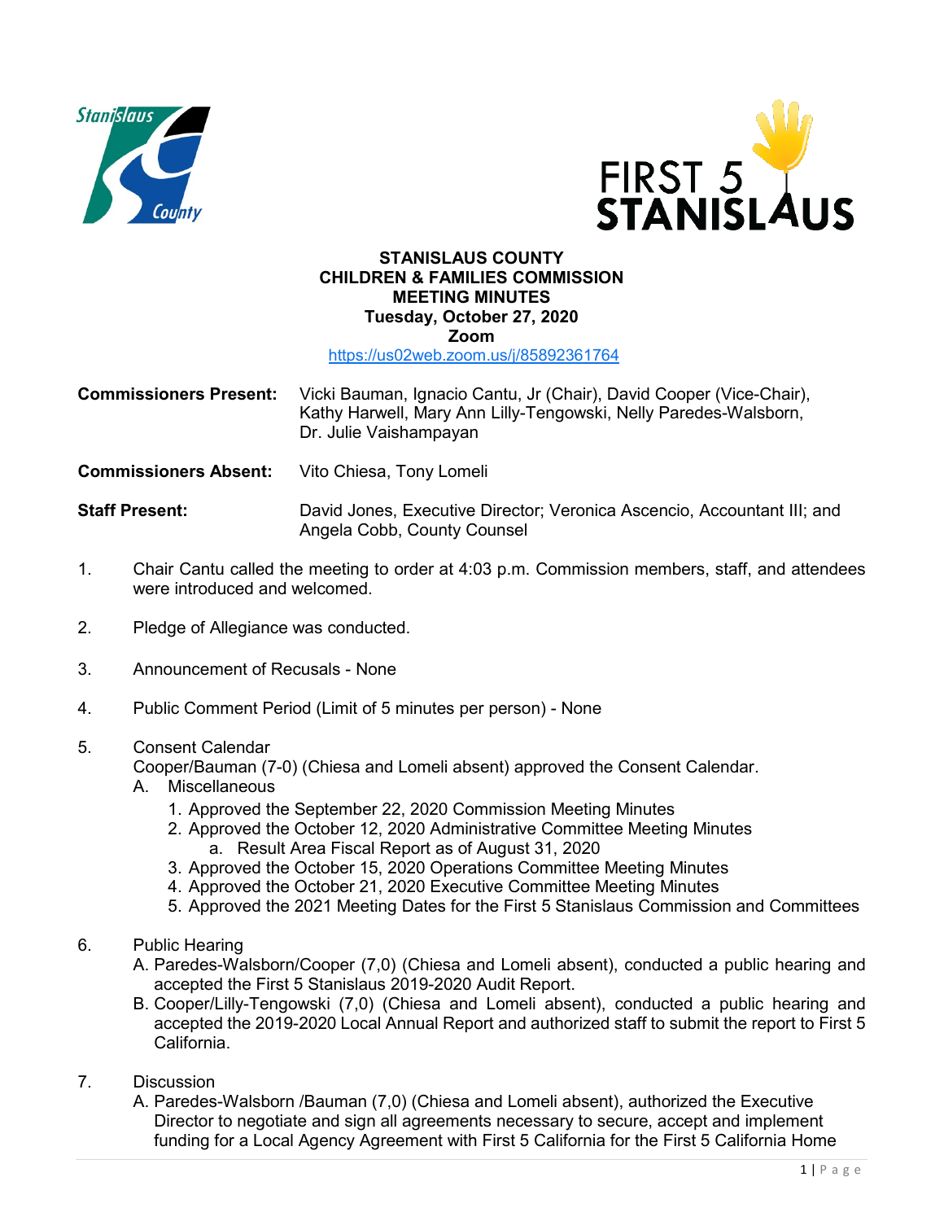# STANISLAUS COUNTY
## CHILDREN & FAMILIES COMMISSION
## MEETING MINUTES
### Tuesday, October 27, 2020
### Zoom

https://us02web.zoom.us/j/85892361764

**Commissioners Present:** Vicki Bauman, Ignacio Cantu, Jr (Chair), David Cooper (Vice-Chair), Kathy Harwell, Mary Ann Lilly-Tengowski, Nelly Paredes-Walsborn, Dr. Julie Vaishampayan

**Commissioners Absent:** Vito Chiesa, Tony Lomeli

**Staff Present:** David Jones, Executive Director; Veronica Ascencio, Accountant III; and Angela Cobb, County Counsel

1. Chair Cantu called the meeting to order at 4:03 p.m. Commission members, staff, and attendees were introduced and welcomed.

2. Pledge of Allegiance was conducted.

3. Announcement of Recusals - None

4. Public Comment Period (Limit of 5 minutes per person) - None

5. Consent Calendar
   Cooper/Bauman (7-0) (Chiesa and Lomeli absent) approved the Consent Calendar.
   A. Miscellaneous
      1. Approved the September 22, 2020 Commission Meeting Minutes
      2. Approved the October 12, 2020 Administrative Committee Meeting Minutes
         a. Result Area Fiscal Report as of August 31, 2020
      3. Approved the October 15, 2020 Operations Committee Meeting Minutes
      4. Approved the October 21, 2020 Executive Committee Meeting Minutes
      5. Approved the 2021 Meeting Dates for the First 5 Stanislaus Commission and Committees

6. Public Hearing
   A. Paredes-Walsborn/Cooper (7,0) (Chiesa and Lomeli absent), conducted a public hearing and accepted the First 5 Stanislaus 2019-2020 Audit Report.
   B. Cooper/Lilly-Tengowski (7,0) (Chiesa and Lomeli absent), conducted a public hearing and accepted the 2019-2020 Local Annual Report and authorized staff to submit the report to First 5 California.

7. Discussion
   A. Paredes-Walsborn /Bauman (7,0) (Chiesa and Lomeli absent), authorized the Executive Director to negotiate and sign all agreements necessary to secure, accept and implement funding for a Local Agency Agreement with First 5 California for the First 5 California Home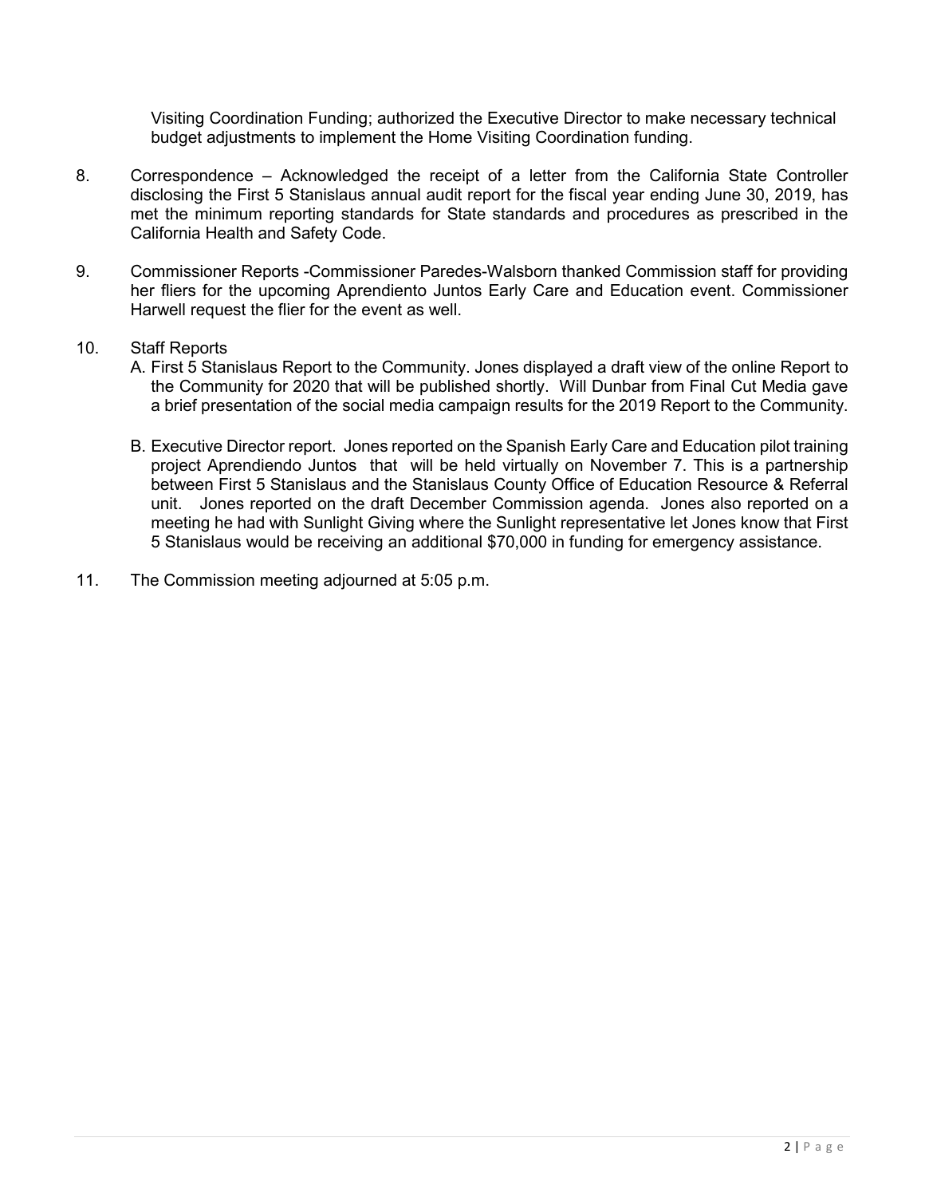Visiting Coordination Funding; authorized the Executive Director to make necessary technical budget adjustments to implement the Home Visiting Coordination funding.

8. Correspondence – Acknowledged the receipt of a letter from the California State Controller disclosing the First 5 Stanislaus annual audit report for the fiscal year ending June 30, 2019, has met the minimum reporting standards for State standards and procedures as prescribed in the California Health and Safety Code.

9. Commissioner Reports -Commissioner Paredes-Walsborn thanked Commission staff for providing her fliers for the upcoming Aprendiento Juntos Early Care and Education event. Commissioner Harwell request the flier for the event as well.

10. Staff Reports

    A. First 5 Stanislaus Report to the Community. Jones displayed a draft view of the online Report to the Community for 2020 that will be published shortly. Will Dunbar from Final Cut Media gave a brief presentation of the social media campaign results for the 2019 Report to the Community.

    B. Executive Director report. Jones reported on the Spanish Early Care and Education pilot training project Aprendiendo Juntos that will be held virtually on November 7. This is a partnership between First 5 Stanislaus and the Stanislaus County Office of Education Resource & Referral unit. Jones reported on the draft December Commission agenda. Jones also reported on a meeting he had with Sunlight Giving where the Sunlight representative let Jones know that First 5 Stanislaus would be receiving an additional $70,000 in funding for emergency assistance.

11. The Commission meeting adjourned at 5:05 p.m.